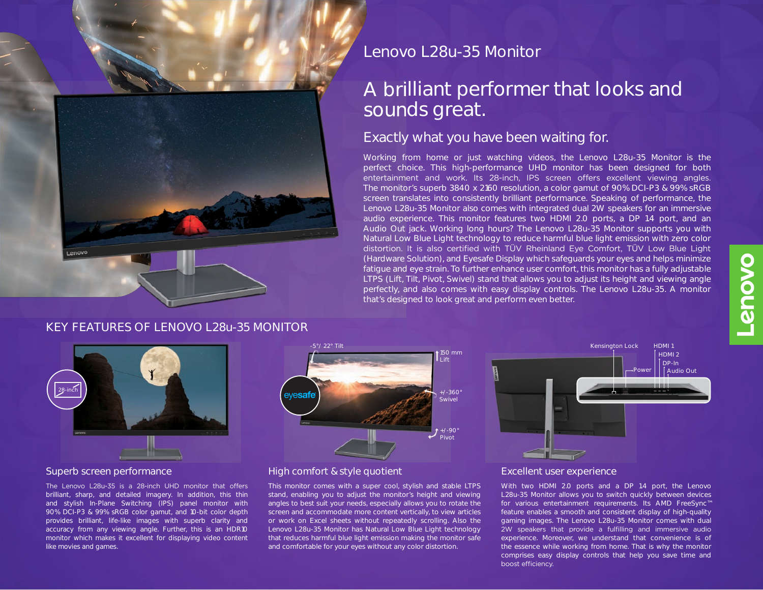# Lenovo L28u-35 Monitor

## A brilliant performer that looks and sounds great.

### Exactly what you have been waiting for.

Working from home or just watching videos, the Lenovo L28u-35 Monitor is the perfect choice. This high-performance UHD monitor has been designed for both entertainment and work. Its 28-inch, IPS screen offers excellent viewing angles. The monitor's superb 3840 x 2160 resolution, a color gamut of 90% DCI-P3 & 99% sRGB screen translates into consistently brilliant performance. Speaking of performance, the Lenovo L28u-35 Monitor also comes with integrated dual 2W speakers for an immersive audio experience. This monitor features two HDMI 2.0 ports, a DP 1.4 port, and an Audio Out jack. Working long hours? The Lenovo L28u-35 Monitor supports you with Natural Low Blue Light technology to reduce harmful blue light emission with zero color distortion. It is also certified with TÜV Rheinland Eye Comfort, TÜV Low Blue Light (Hardware Solution), and Eyesafe Display which safeguards your eyes and helps minimize fatigue and eye strain. To further enhance user comfort, this monitor has a fully adjustable LTPS (Lift, Tilt, Pivot, Swivel) stand that allows you to adjust its height and viewing angle perfectly, and also comes with easy display controls. The Lenovo L28u-35. A monitor that's designed to look great and perform even better.

## KEY FEATURES OF LENOVO L28u-35 MONITOR

28-inch

-5°/ 22° Tilt

150 mm Lift

+/-360° Swivel

+/-90° Pivot

Kensington Lock

Power

HDMI 1

HDMI 2

DP-In

Audio Out

### Superb screen performance

The Lenovo L28u-35 is a 28-inch UHD monitor that offers brilliant, sharp, and detailed imagery. In addition, this thin and stylish In-Plane Switching (IPS) panel monitor with 90% DCI-P3 & 99% sRGB color gamut, and 10-bit color depth provides brilliant, life-like images with superb clarity and accuracy from any viewing angle. Further, this is an HDR10 monitor which makes it excellent for displaying video content like movies and games.

### High comfort & style quotient

This monitor comes with a super cool, stylish and stable LTPS stand, enabling you to adjust the monitor's height and viewing angles to best suit your needs, especially allows you to rotate the screen and accommodate more content vertically, to view articles or work on Excel sheets without repeatedly scrolling. Also the Lenovo L28u-35 Monitor has Natural Low Blue Light technology that reduces harmful blue light emission making the monitor safe and comfortable for your eyes without any color distortion.

### Excellent user experience

With two HDMI 2.0 ports and a DP 1.4 port, the Lenovo L28u-35 Monitor allows you to switch quickly between devices for various entertainment requirements. Its AMD FreeSync™ feature enables a smooth and consistent display of high-quality gaming images. The Lenovo L28u-35 Monitor comes with dual 2W speakers that provide a fulfilling and immersive audio experience. Moreover, we understand that convenience is of the essence while working from home. That is why the monitor comprises easy display controls that help you save time and boost efficiency.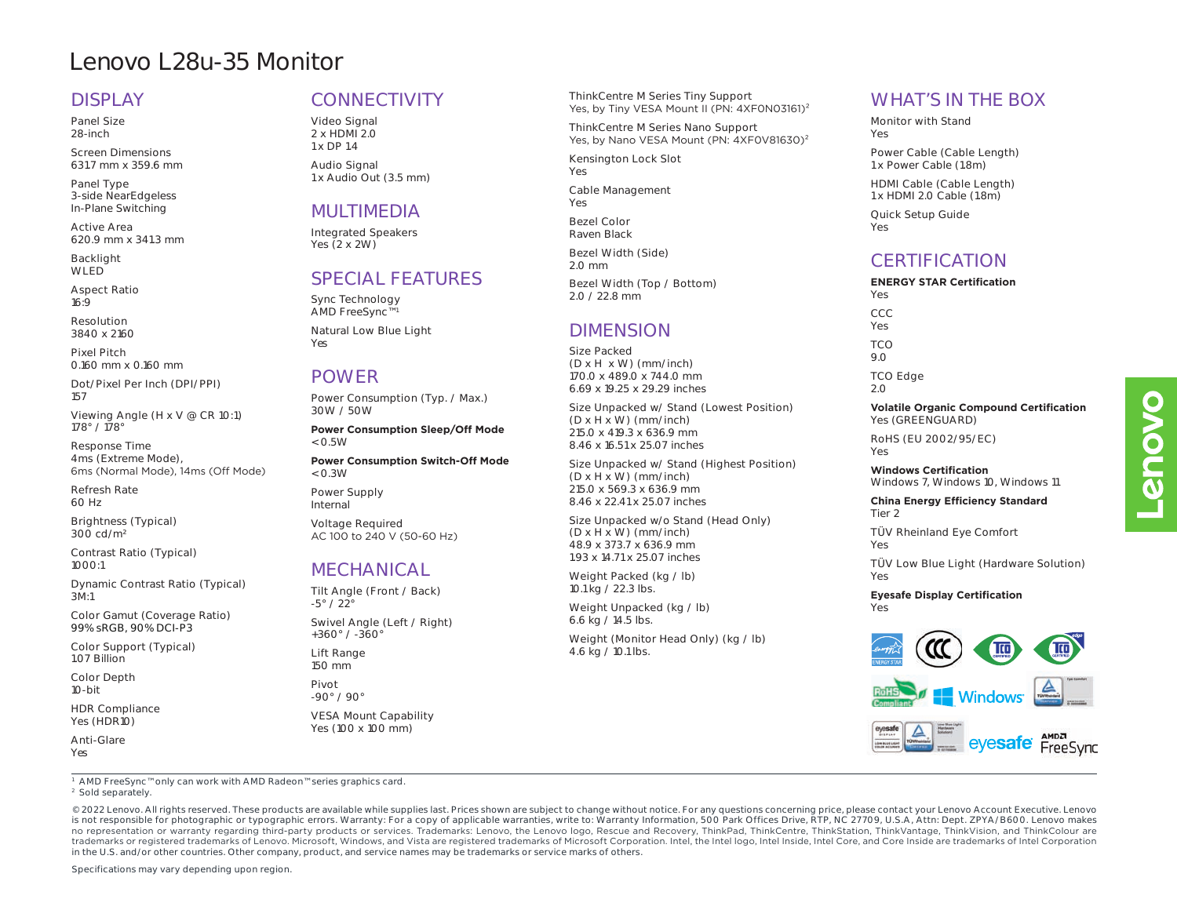# Lenovo L28u-35 Monitor

## DISPLAY

Panel Size
28-inch

Screen Dimensions
631.7 mm x 359.6 mm

Panel Type
3-side NearEdgeless
In-Plane Switching

Active Area
620.9 mm x 341.3 mm

Backlight
WLED

Aspect Ratio
16:9

Resolution
3840 x 2160

Pixel Pitch
0.160 mm x 0.160 mm

Dot/Pixel Per Inch (DPI/PPI)
157

Viewing Angle (H x V @ CR 10:1)
178° / 178°

Response Time
4ms (Extreme Mode),
6ms (Normal Mode), 14ms (Off Mode)

Refresh Rate
60 Hz

Brightness (Typical)
300 cd/m²

Contrast Ratio (Typical)
1000:1

Dynamic Contrast Ratio (Typical)
3M:1

Color Gamut (Coverage Ratio)
99% sRGB, 90% DCI-P3

Color Support (Typical)
1.07 Billion

Color Depth
10-bit

HDR Compliance
Yes (HDR10)

Anti-Glare
Yes

## CONNECTIVITY

Video Signal
2 x HDMI 2.0
1 x DP 1.4

Audio Signal
1 x Audio Out (3.5 mm)

## MULTIMEDIA

Integrated Speakers
Yes (2 x 2W)

## SPECIAL FEATURES

Sync Technology
AMD FreeSync™[1]

Natural Low Blue Light
Yes

## POWER

Power Consumption (Typ. / Max.)
30W / 50W

**Power Consumption Sleep/Off Mode**
<0.5W

**Power Consumption Switch-Off Mode**
<0.3W

Power Supply
Internal

Voltage Required
AC 100 to 240 V (50-60 Hz)

## MECHANICAL

Tilt Angle (Front / Back)
-5° / 22°

Swivel Angle (Left / Right)
+360° / -360°

Lift Range
150 mm

Pivot
-90° / 90°

VESA Mount Capability
Yes (100 x 100 mm)

ThinkCentre M Series Tiny Support
Yes, by Tiny VESA Mount II (PN: 4XF0N03161)[2]

ThinkCentre M Series Nano Support
Yes, by Nano VESA Mount (PN: 4XF0V81630)[2]

Kensington Lock Slot
Yes

Cable Management
Yes

Bezel Color
Raven Black

Bezel Width (Side)
2.0 mm

Bezel Width (Top / Bottom)
2.0 / 22.8 mm

## DIMENSION

Size Packed
(D x H x W) (mm/inch)
170.0 x 489.0 x 744.0 mm
6.69 x 19.25 x 29.29 inches

Size Unpacked w/ Stand (Lowest Position)
(D x H x W) (mm/inch)
215.0 x 419.3 x 636.9 mm
8.46 x 16.51 x 25.07 inches

Size Unpacked w/ Stand (Highest Position)
(D x H x W) (mm/inch)
215.0 x 569.3 x 636.9 mm
8.46 x 22.41 x 25.07 inches

Size Unpacked w/o Stand (Head Only)
(D x H x W) (mm/inch)
48.9 x 373.7 x 636.9 mm
1.93 x 14.71 x 25.07 inches

Weight Packed (kg / lb)
10.1 kg / 22.3 lbs.

Weight Unpacked (kg / lb)
6.6 kg / 14.5 lbs.

Weight (Monitor Head Only) (kg / lb)
4.6 kg / 10.1 lbs.

## WHAT'S IN THE BOX

Monitor with Stand
Yes

Power Cable (Cable Length)
1 x Power Cable (1.8m)

HDMI Cable (Cable Length)
1 x HDMI 2.0 Cable (1.8m)

Quick Setup Guide
Yes

## CERTIFICATION

**ENERGY STAR Certification**
Yes

CCC
Yes

TCO
9.0

TCO Edge
2.0

**Volatile Organic Compound Certification**
Yes (GREENGUARD)

RoHS (EU 2002/95/EC)
Yes

**Windows Certification**
Windows 7, Windows 10, Windows 11

**China Energy Efficiency Standard**
Tier 2

TÜV Rheinland Eye Comfort
Yes

TÜV Low Blue Light (Hardware Solution)
Yes

**Eyesafe Display Certification**
Yes

---

[1] AMD FreeSync™ only can work with AMD Radeon™ series graphics card.
[2] Sold separately.

© 2022 Lenovo. All rights reserved. These products are available while supplies last. Prices shown are subject to change without notice. For any questions concerning price, please contact your Lenovo Account Executive. Lenovo is not responsible for photographic or typographic errors. Warranty: For a copy of applicable warranties, write to: Warranty Information, 500 Park Offices Drive, RTP, NC 27709, U.S.A, Attn: Dept. ZPYA/B600. Lenovo makes no representation or warranty regarding third-party products or services. Trademarks: Lenovo, the Lenovo logo, Rescue and Recovery, ThinkPad, ThinkCentre, ThinkStation, ThinkVantage, ThinkVision, and ThinkColour are trademarks or registered trademarks of Lenovo. Microsoft, Windows, and Vista are registered trademarks of Microsoft Corporation. Intel, the Intel logo, Intel Inside, Intel Core, and Core Inside are trademarks of Intel Corporation in the U.S. and/or other countries. Other company, product, and service names may be trademarks or service marks of others.

Specifications may vary depending upon region.